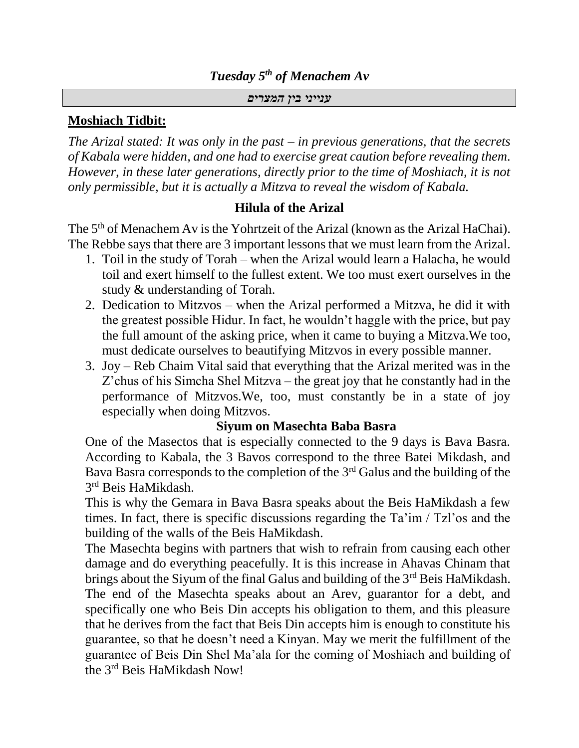## *Tuesday 5th of Menachem Av*

***ענייני בין המצרים***

**Moshiach Tidbit:**

*The Arizal stated: It was only in the past – in previous generations, that the secrets of Kabala were hidden, and one had to exercise great caution before revealing them. However, in these later generations, directly prior to the time of Moshiach, it is not only permissible, but it is actually a Mitzva to reveal the wisdom of Kabala.*

### Hilula of the Arizal

The 5th of Menachem Av is the Yohrtzeit of the Arizal (known as the Arizal HaChai). The Rebbe says that there are 3 important lessons that we must learn from the Arizal.

1. Toil in the study of Torah – when the Arizal would learn a Halacha, he would toil and exert himself to the fullest extent. We too must exert ourselves in the study & understanding of Torah.
2. Dedication to Mitzvos – when the Arizal performed a Mitzva, he did it with the greatest possible Hidur. In fact, he wouldn't haggle with the price, but pay the full amount of the asking price, when it came to buying a Mitzva.We too, must dedicate ourselves to beautifying Mitzvos in every possible manner.
3. Joy – Reb Chaim Vital said that everything that the Arizal merited was in the Z'chus of his Simcha Shel Mitzva – the great joy that he constantly had in the performance of Mitzvos.We, too, must constantly be in a state of joy especially when doing Mitzvos.

### Siyum on Masechta Baba Basra

One of the Masectos that is especially connected to the 9 days is Bava Basra. According to Kabala, the 3 Bavos correspond to the three Batei Mikdash, and Bava Basra corresponds to the completion of the 3rd Galus and the building of the 3rd Beis HaMikdash.

This is why the Gemara in Bava Basra speaks about the Beis HaMikdash a few times. In fact, there is specific discussions regarding the Ta'im / Tzl'os and the building of the walls of the Beis HaMikdash.

The Masechta begins with partners that wish to refrain from causing each other damage and do everything peacefully. It is this increase in Ahavas Chinam that brings about the Siyum of the final Galus and building of the 3rd Beis HaMikdash. The end of the Masechta speaks about an Arev, guarantor for a debt, and specifically one who Beis Din accepts his obligation to them, and this pleasure that he derives from the fact that Beis Din accepts him is enough to constitute his guarantee, so that he doesn't need a Kinyan. May we merit the fulfillment of the guarantee of Beis Din Shel Ma'ala for the coming of Moshiach and building of the 3rd Beis HaMikdash Now!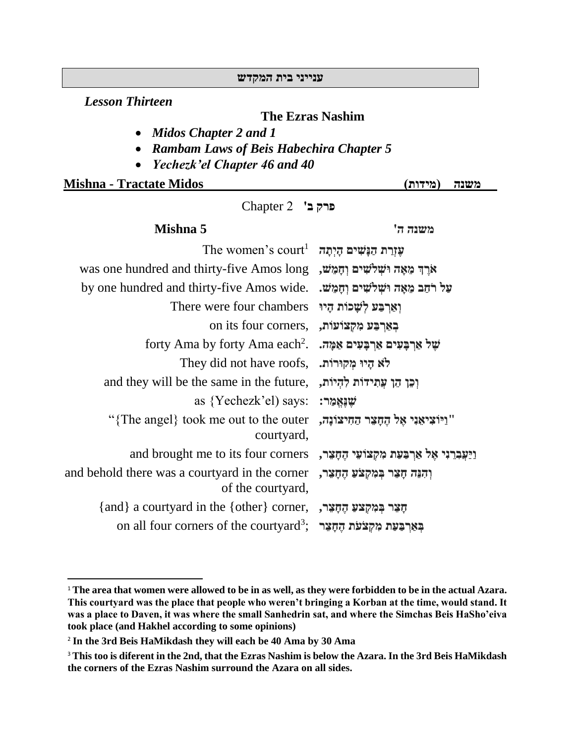**ענייני בית המקדש**

***Lesson Thirteen***

## The Ezras Nashim

- ***Midos Chapter 2 and 1***
- ***Rambam Laws of Beis Habechira Chapter 5***
- ***Yechezk'el Chapter 46 and 40***

## Mishna - Tractate Midos משנה (מידות)

Chapter 2 **פרק ב'**

### Mishna 5 משנה ה'

| English | Hebrew |
|---|---|
| The women's court[1] | **עֶזְרַת הַנָּשִׁים הָיְתָה** |
| was one hundred and thirty-five Amos long | **אֹרֶךְ מֵאָה וּשְׁלֹשִׁים וְחָמֵשׁ,** |
| by one hundred and thirty-five Amos wide. | **עַל רֹחַב מֵאָה וּשְׁלֹשִׁים וְחָמֵשׁ.** |
| There were four chambers | **וְאַרְבַּע לְשָׁכוֹת הָיוּ** |
| on its four corners, | **בְּאַרְבַּע מִקְצוֹעוֹת,** |
| forty Ama by forty Ama each[2]. | **שֶׁל אַרְבָּעִים אַרְבָּעִים אַמָּה.** |
| They did not have roofs, | **לֹא הָיוּ מְקוּרוֹת.** |
| and they will be the same in the future, | **וְכֵן הֵן עֲתִידוֹת לִהְיוֹת,** |
| as {Yechezk'el) says: | **שֶׁנֶּאֱמַר:** |
| "{The angel} took me out to the outer courtyard, | **"וַיּוֹצִיאֵנִי אֶל הֶחָצֵר הַחִיצוֹנָה,** |
| and brought me to its four corners | **וַיַּעֲבִרֵנִי אֶל אַרְבַּעַת מִקְצוֹעֵי הֶחָצֵר,** |
| and behold there was a courtyard in the corner of the courtyard, | **וְהִנֵּה חָצֵר בְּמִקְצֹעַ הֶחָצֵר,** |
| {and} a courtyard in the {other} corner, | **חָצֵר בְּמִקְצֹעַ הֶחָצֵר,** |
| on all four corners of the courtyard[3]; | **בְּאַרְבַּעַת מִקְצֹעֹת הֶחָצֵר** |

---

[1] **The area that women were allowed to be in as well, as they were forbidden to be in the actual Azara. This courtyard was the place that people who weren't bringing a Korban at the time, would stand. It was a place to Daven, it was where the small Sanhedrin sat, and where the Simchas Beis HaSho'eiva took place (and Hakhel according to some opinions)**

[2] **In the 3rd Beis HaMikdash they will each be 40 Ama by 30 Ama**

[3] **This too is diferent in the 2nd, that the Ezras Nashim is below the Azara. In the 3rd Beis HaMikdash the corners of the Ezras Nashim surround the Azara on all sides.**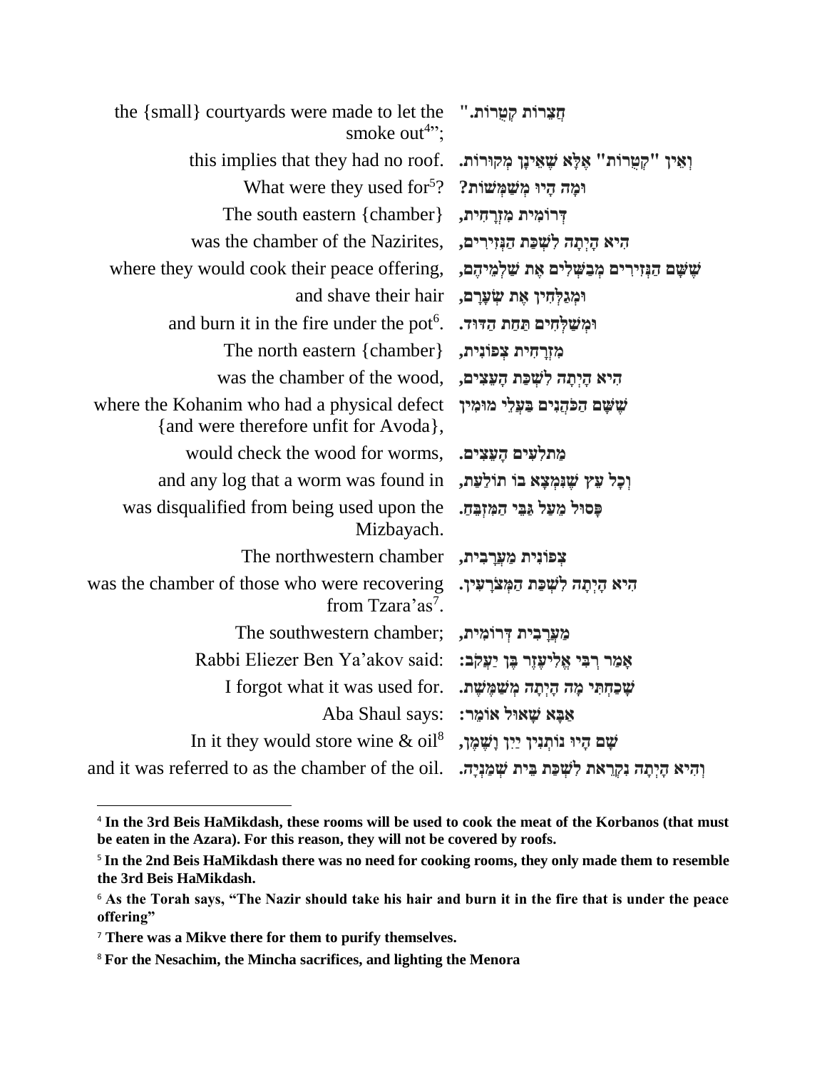| | |
|---|---|
| the {small} courtyards were made to let the smoke out[4]"; | חֲצֵרוֹת קְטֻרוֹת." |
| this implies that they had no roof. | וְאֵין "קְטֻרוֹת" אֶלָּא שֶׁאֵינָן מְקוּרוֹת. |
| What were they used for[5]? | וּמָה הָיוּ מְשַׁמְּשׁוֹת? |
| The south eastern {chamber} | דְּרוֹמִית מִזְרָחִית, |
| was the chamber of the Nazirites, | הִיא הָיְתָה לִשְׁכַּת הַנְּזִירִים, |
| where they would cook their peace offering, | שֶׁשָּׁם הַנְּזִירִים מְבַשְּׁלִים אֶת שַׁלְמֵיהֶם, |
| and shave their hair | וּמְגַלְּחִין אֶת שְׂעָרָם, |
| and burn it in the fire under the pot[6]. | וּמְשַׁלְּחִים תַּחַת הַדּוּד. |
| The north eastern {chamber} | מִזְרָחִית צְפוֹנִית, |
| was the chamber of the wood, | הִיא הָיְתָה לִשְׁכַּת הָעֵצִים, |
| where the Kohanim who had a physical defect {and were therefore unfit for Avoda}, | שֶׁשָּׁם הַכֹּהֲנִים בַּעֲלֵי מוּמִין |
| would check the wood for worms, | מַתְלִעִים הָעֵצִים. |
| and any log that a worm was found in | וְכָל עֵץ שֶׁנִּמְצָא בוֹ תּוֹלַעַת, |
| was disqualified from being used upon the Mizbayach. | פָּסוּל מֵעַל גַּבֵּי הַמִּזְבֵּחַ. |
| The northwestern chamber | צְפוֹנִית מַעֲרָבִית, |
| was the chamber of those who were recovering from Tzara'as[7]. | הִיא הָיְתָה לִשְׁכַּת הַמְּצֹרָעִין. |
| The southwestern chamber; | מַעֲרָבִית דְּרוֹמִית, |
| Rabbi Eliezer Ben Ya'akov said: | אָמַר רַבִּי אֱלִיעֶזֶר בֶּן יַעֲקֹב: |
| I forgot what it was used for. | שָׁכַחְתִּי מָה הָיְתָה מְשַׁמֶּשֶׁת. |
| Aba Shaul says: | אַבָּא שָׁאוּל אוֹמֵר: |
| In it they would store wine & oil[8] | שָׁם הָיוּ נוֹתְנִין יַיִן וָשֶׁמֶן, |
| and it was referred to as the chamber of the oil. | וְהִיא הָיְתָה נִקְרֵאת לִשְׁכַּת בֵּית שְׁמַנְיָה. |

---

[4] **In the 3rd Beis HaMikdash, these rooms will be used to cook the meat of the Korbanos (that must be eaten in the Azara). For this reason, they will not be covered by roofs.**

[5] **In the 2nd Beis HaMikdash there was no need for cooking rooms, they only made them to resemble the 3rd Beis HaMikdash.**

[6] **As the Torah says, "The Nazir should take his hair and burn it in the fire that is under the peace offering"**

[7] **There was a Mikve there for them to purify themselves.**

[8] **For the Nesachim, the Mincha sacrifices, and lighting the Menora**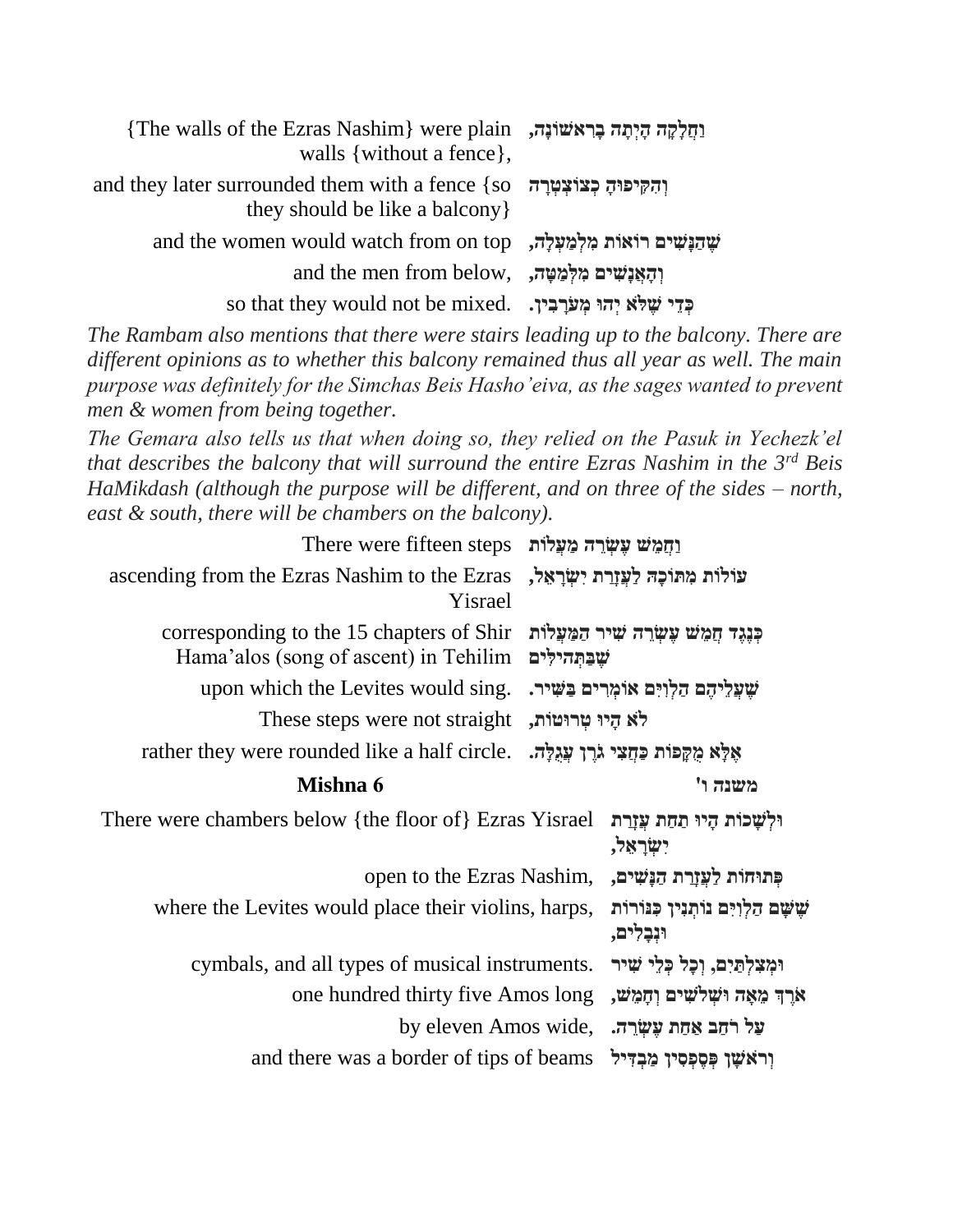| | |
|---|---|
| {The walls of the Ezras Nashim} were plain walls {without a fence}, | וַחֲלָקָה הָיְתָה בָרִאשׁוֹנָה, |
| and they later surrounded them with a fence {so they should be like a balcony} | וְהִקִּיפוּהָ כְצוֹצְטְרָה |
| and the women would watch from on top | שֶׁהַנָּשִׁים רוֹאוֹת מִלְמַעְלָה, |
| and the men from below, | וְהָאֲנָשִׁים מִלְּמַטָּה, |
| so that they would not be mixed. | כְּדֵי שֶׁלֹּא יְהוּ מְעֹרָבִין. |

*The Rambam also mentions that there were stairs leading up to the balcony. There are different opinions as to whether this balcony remained thus all year as well. The main purpose was definitely for the Simchas Beis Hasho'eiva, as the sages wanted to prevent men & women from being together.*

*The Gemara also tells us that when doing so, they relied on the Pasuk in Yechezk'el that describes the balcony that will surround the entire Ezras Nashim in the 3rd Beis HaMikdash (although the purpose will be different, and on three of the sides – north, east & south, there will be chambers on the balcony).*

| | |
|---|---|
| There were fifteen steps | וַחֲמֵשׁ עֶשְׂרֵה מַעֲלוֹת |
| ascending from the Ezras Nashim to the Ezras Yisrael | עוֹלוֹת מִתּוֹכָהּ לַעֲזָרַת יִשְׂרָאֵל, |
| corresponding to the 15 chapters of Shir Hama'alos (song of ascent) in Tehilim | כְּנֶגֶד חֲמֵשׁ עֶשְׂרֵה שִׁיר הַמַּעֲלוֹת שֶׁבַּתְּהִלִּים |
| upon which the Levites would sing. | שֶׁעֲלֵיהֶם הַלְוִיִּם אוֹמְרִים בַּשִּׁיר. |
| These steps were not straight | לֹא הָיוּ טְרוּטוֹת, |
| rather they were rounded like a half circle. | אֶלָּא מְקֻפּוֹת כַּחֲצִי גֹרֶן עֲגֻלָּה. |

## Mishna 6 — משנה ו'

| | |
|---|---|
| There were chambers below {the floor of} Ezras Yisrael | וּלְשָׁכוֹת הָיוּ תַחַת עֲזָרַת יִשְׂרָאֵל, |
| open to the Ezras Nashim, | פְּתוּחוֹת לַעֲזָרַת הַנָּשִׁים, |
| where the Levites would place their violins, harps, | שֶׁשָּׁם הַלְוִיִּם נוֹתְנִין כִּנּוֹרוֹת וּנְבָלִים, |
| cymbals, and all types of musical instruments. | וּמְצִלְתַּיִם, וְכָל כְּלֵי שִׁיר |
| one hundred thirty five Amos long | אֹרֶךְ מֵאָה וּשְׁלֹשִׁים וְחָמֵשׁ, |
| by eleven Amos wide, | עַל רֹחַב אַחַת עֶשְׂרֵה. |
| and there was a border of tips of beams | וְרֹאשָׁן פְּסֶפְסִין מַבְדִּיל |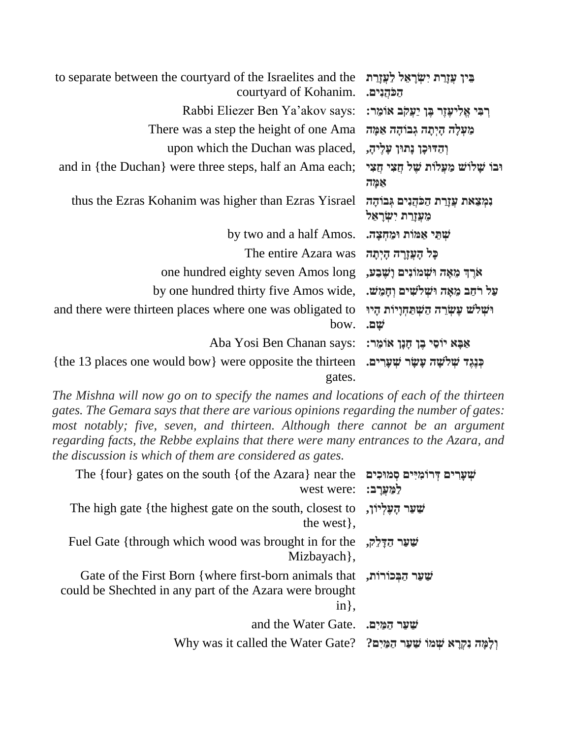| | |
|---|---|
| to separate between the courtyard of the Israelites and the courtyard of Kohanim. | **בֵּין עֶזְרַת יִשְׂרָאֵל לְעֶזְרַת הַכֹּהֲנִים.** |
| Rabbi Eliezer Ben Ya'akov says: | **רַבִּי אֱלִיעֶזֶר בֶּן יַעֲקֹב אוֹמֵר:** |
| There was a step the height of one Ama | **מַעֲלָה הָיְתָה גְּבוֹהָה אַמָּה** |
| upon which the Duchan was placed, | **וְהַדּוּכָן נָתוּן עָלֶיהָ,** |
| and in {the Duchan} were three steps, half an Ama each; | **וּבוֹ שָׁלוֹשׁ מַעֲלוֹת שֶׁל חֲצִי חֲצִי אַמָּה** |
| thus the Ezras Kohanim was higher than Ezras Yisrael | **נִמְצֵאת עֶזְרַת הַכֹּהֲנִים גְּבוֹהָה מֵעֶזְרַת יִשְׂרָאֵל** |
| by two and a half Amos. | **שְׁתֵּי אַמּוֹת וּמֶחֱצָה.** |
| The entire Azara was | **כָּל הָעֲזָרָה הָיְתָה** |
| one hundred eighty seven Amos long | **אֹרֶךְ מֵאָה וּשְׁמוֹנִים וָשֶׁבַע,** |
| by one hundred thirty five Amos wide, | **עַל רֹחַב מֵאָה וּשְׁלֹשִׁים וְחָמֵשׁ.** |
| and there were thirteen places where one was obligated to bow. | **וּשְׁלֹשׁ עֶשְׂרֵה הִשְׁתַּחֲוָיוֹת הָיוּ שָׁם.** |
| Aba Yosi Ben Chanan says: | **אַבָּא יוֹסֵי בֶּן חָנָן אוֹמֵר:** |
| {the 13 places one would bow} were opposite the thirteen gates. | **כְּנֶגֶד שְׁלֹשָׁה עָשָׂר שְׁעָרִים.** |

*The Mishna will now go on to specify the names and locations of each of the thirteen gates. The Gemara says that there are various opinions regarding the number of gates: most notably; five, seven, and thirteen. Although there cannot be an argument regarding facts, the Rebbe explains that there were many entrances to the Azara, and the discussion is which of them are considered as gates.*

| | |
|---|---|
| The {four} gates on the south {of the Azara} near the west were: | **שְׁעָרִים דְּרוֹמִיִּים סְמוּכִים לַמַּעֲרָב:** |
| The high gate {the highest gate on the south, closest to the west}, | **שַׁעַר הָעֶלְיוֹן,** |
| Fuel Gate {through which wood was brought in for the Mizbayach}, | **שַׁעַר הַדֶּלֶק,** |
| Gate of the First Born {where first-born animals that could be Shechted in any part of the Azara were brought in}, | **שַׁעַר הַבְּכוֹרוֹת,** |
| and the Water Gate. | **שַׁעַר הַמַּיִם.** |
| Why was it called the Water Gate? | **וְלָמָּה נִקְרָא שְׁמוֹ שַׁעַר הַמַּיִם?** |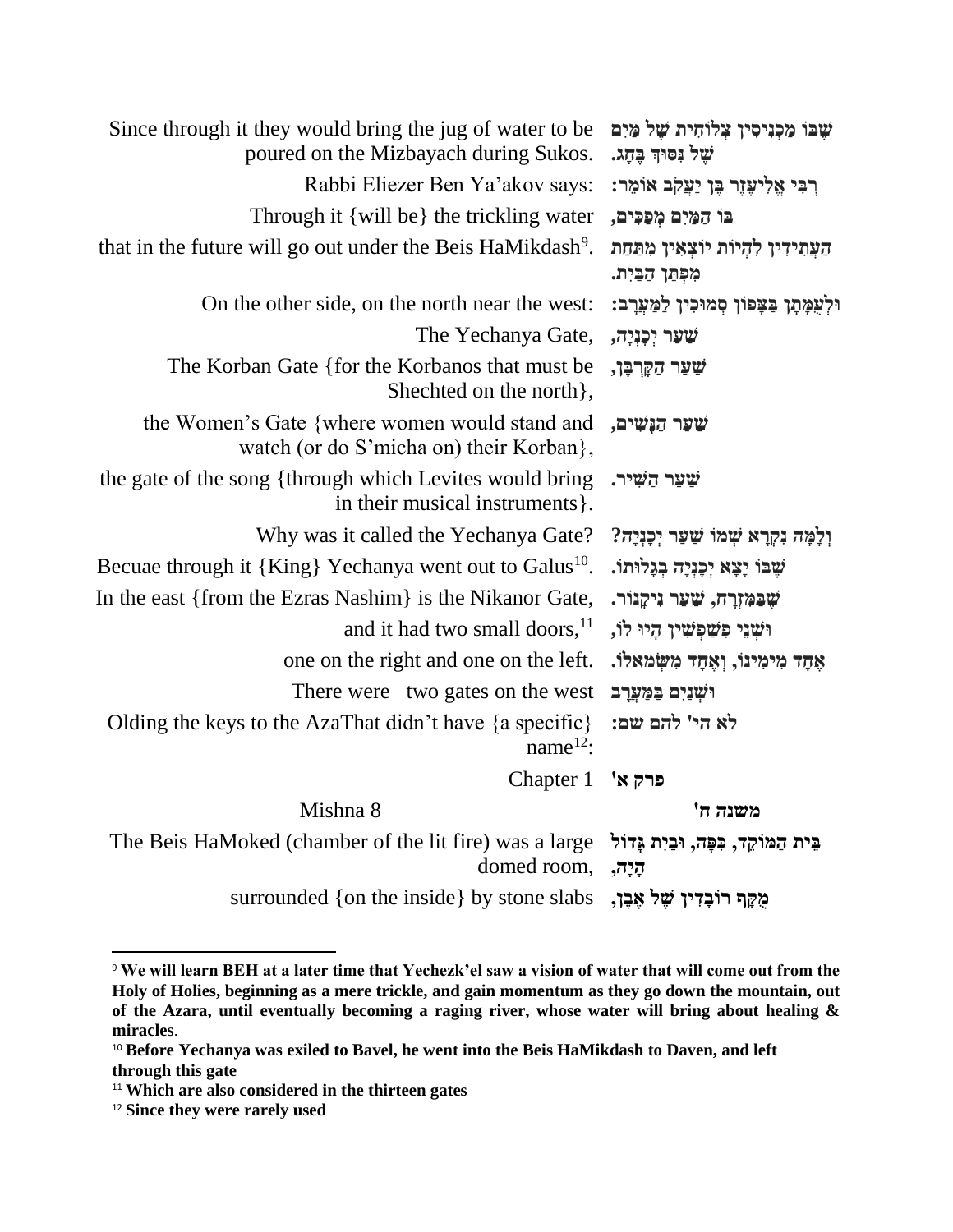| | |
|---|---|
| Since through it they would bring the jug of water to be poured on the Mizbayach during Sukos. | שֶׁבּוֹ מַכְנִיסִין צְלוֹחִית שֶׁל מַיִם שֶׁל נִסּוּךְ בֶּחָג. |
| Rabbi Eliezer Ben Ya'akov says: | רַבִּי אֱלִיעֶזֶר בֶּן יַעֲקֹב אוֹמֵר: |
| Through it {will be} the trickling water | בּוֹ הַמַּיִם מְפַכִּים, |
| that in the future will go out under the Beis HaMikdash[9]. | הָעֲתִידִין לִהְיוֹת יוֹצְאִין מִתַּחַת מִפְתַּן הַבַּיִת. |
| On the other side, on the north near the west: | וּלְעֻמָּתָן בַּצָּפוֹן סְמוּכִין לַמַּעֲרָב: |
| The Yechanya Gate, | שַׁעַר יְכָנְיָה, |
| The Korban Gate {for the Korbanos that must be Shechted on the north}, | שַׁעַר הַקָּרְבָּן, |
| the Women's Gate {where women would stand and watch (or do S'micha on) their Korban}, | שַׁעַר הַנָּשִׁים, |
| the gate of the song {through which Levites would bring in their musical instruments}. | שַׁעַר הַשִּׁיר. |
| Why was it called the Yechanya Gate? | וְלָמָּה נִקְרָא שְׁמוֹ שַׁעַר יְכָנְיָה? |
| Becuae through it {King} Yechanya went out to Galus[10]. | שֶׁבּוֹ יָצָא יְכָנְיָה בְּגָלוּתוֹ. |
| In the east {from the Ezras Nashim} is the Nikanor Gate, | שֶׁבַּמִּזְרָח, שַׁעַר נִיקָנוֹר. |
| and it had two small doors,[11] | וּשְׁנֵי פִשְׁפְּשִׁין הָיוּ לוֹ, |
| one on the right and one on the left. | אֶחָד מִימִינוֹ, וְאֶחָד מִשְּׂמֹאלוֹ. |
| There were two gates on the west | וּשְׁנַיִם בַּמַּעֲרָב |
| Olding the keys to the AzaThat didn't have {a specific} name[12]: | לֹא הי' להם שם: |

Chapter 1 פרק א'

Mishna 8 משנה ח'

| | |
|---|---|
| The Beis HaMoked (chamber of the lit fire) was a large domed room, | בֵּית הַמּוֹקֵד, כִּפָּה, וּבַיִת גָּדוֹל הָיָה, |
| surrounded {on the inside} by stone slabs | מֻקָּף רוֹבָדִין שֶׁל אֶבֶן, |

---

[9] **We will learn BEH at a later time that Yechezk'el saw a vision of water that will come out from the Holy of Holies, beginning as a mere trickle, and gain momentum as they go down the mountain, out of the Azara, until eventually becoming a raging river, whose water will bring about healing & miracles**.

[10] **Before Yechanya was exiled to Bavel, he went into the Beis HaMikdash to Daven, and left through this gate**

[11] **Which are also considered in the thirteen gates**

[12] **Since they were rarely used**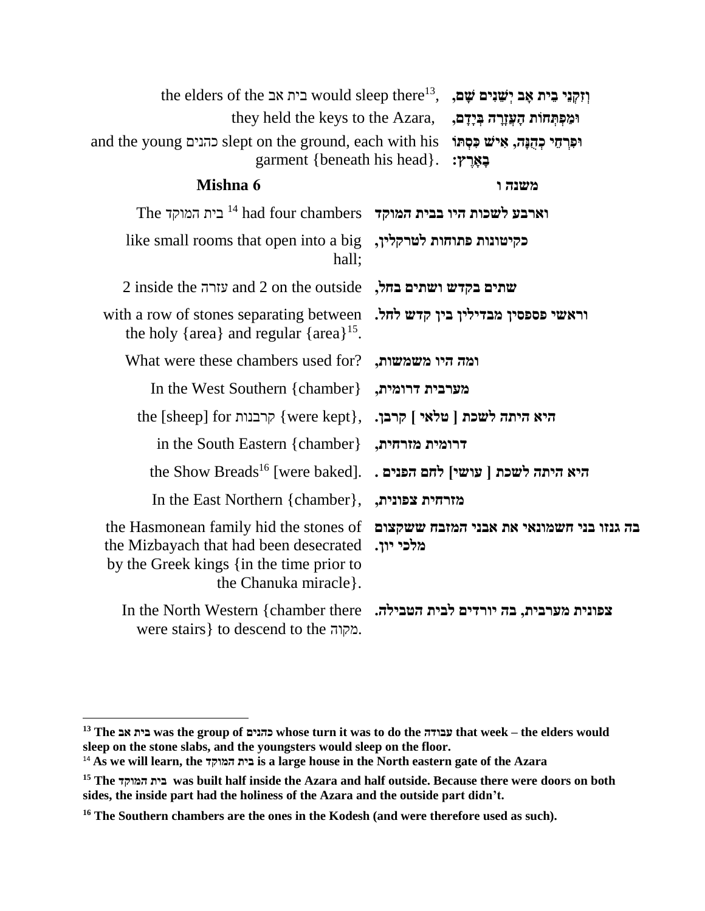| | |
|---|---|
| the elders of the בית אב would sleep there[13], | **וְזִקְנֵי בֵית אָב יְשֵׁנִים שָׁם,** |
| they held the keys to the Azara, | **וּמַפְתְּחוֹת הָעֲזָרָה בְּיָדָם,** |
| and the young כהנים slept on the ground, each with his garment {beneath his head}. | **וּפִרְחֵי כְהֻנָּה, אִישׁ כִּסְתוֹ בָאָרֶץ:** |

| **Mishna 6** | **משנה ו** |
|---|---|
| The בית המוקד [14] had four chambers | **וארבע לשכות היו בבית המוקד** |
| like small rooms that open into a big hall; | **כקיטונות פתוחות לטרקלין,** |
| 2 inside the עזרה and 2 on the outside | **שתים בקדש ושתים בחל,** |
| with a row of stones separating between the holy {area} and regular {area}[15]. | **וראשי פספסין מבדילין בין קדש לחל.** |
| What were these chambers used for? | **ומה היו משמשות,** |
| In the West Southern {chamber} | **מערבית דרומית,** |
| the [sheep] for קרבנות {were kept}, | **היא היתה לשכת [ טלאי ] קרבן.** |
| in the South Eastern {chamber} | **דרומית מזרחית,** |
| the Show Breads[16] [were baked]. | **היא היתה לשכת [ עושי] לחם הפנים .** |
| In the East Northern {chamber}, | **מזרחית צפונית,** |
| the Hasmonean family hid the stones of the Mizbayach that had been desecrated by the Greek kings {in the time prior to the Chanuka miracle}. | **בה גנזו בני חשמונאי את אבני המזבח ששקצום מלכי יון.** |
| In the North Western {chamber there were stairs} to descend to the מקוה. | **צפונית מערבית, בה יורדים לבית הטבילה.** |

---

**[13] The בית אב was the group of כהנים whose turn it was to do the עבודה that week – the elders would sleep on the stone slabs, and the youngsters would sleep on the floor.**

**[14] As we will learn, the בית המוקד is a large house in the North eastern gate of the Azara**

**[15] The בית המוקד was built half inside the Azara and half outside. Because there were doors on both sides, the inside part had the holiness of the Azara and the outside part didn't.**

**[16] The Southern chambers are the ones in the Kodesh (and were therefore used as such).**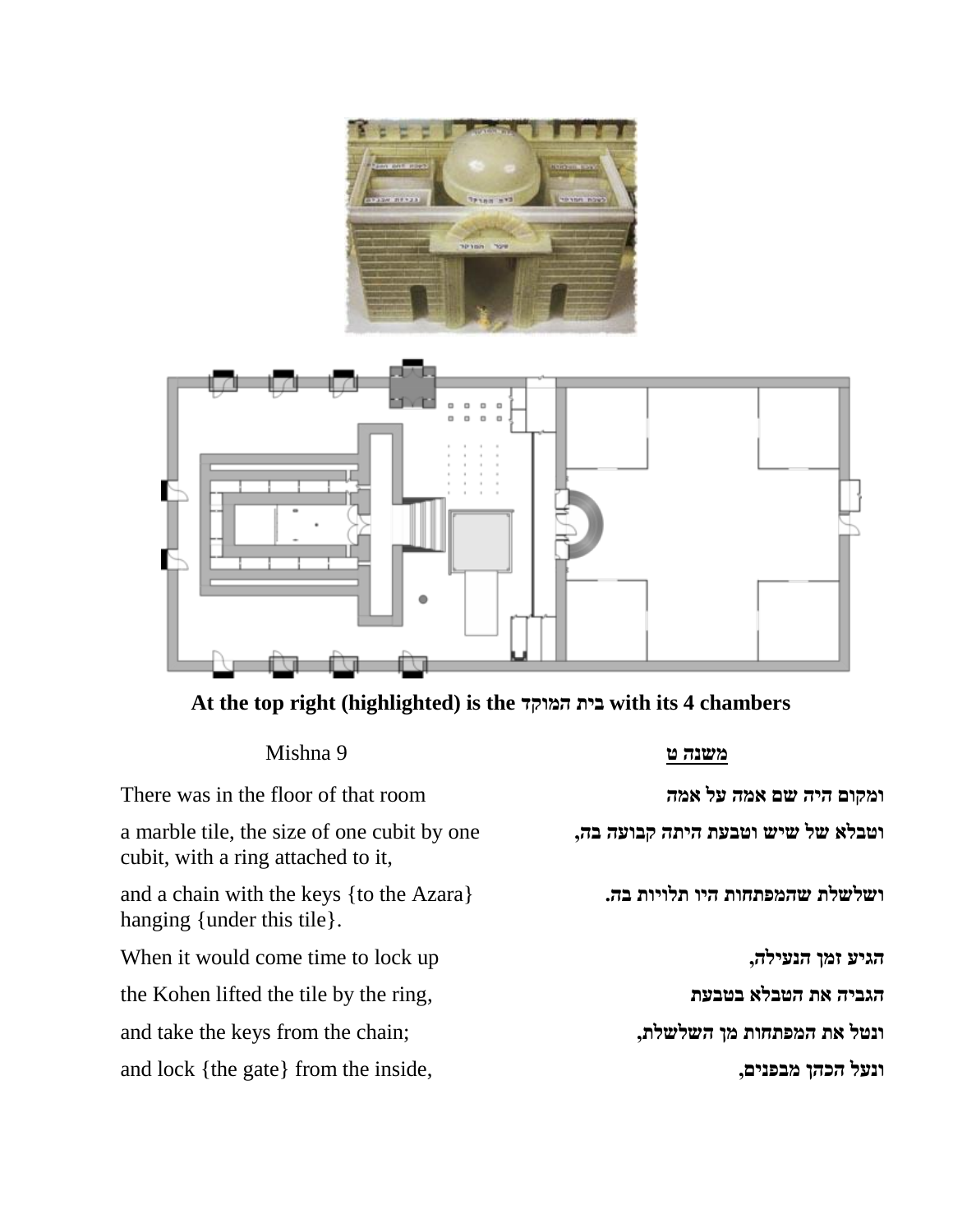**At the top right (highlighted) is the בית המוקד with its 4 chambers**

| Mishna 9 | משנה ט |
|---|---|
| There was in the floor of that room | ומקום היה שם אמה על אמה |
| a marble tile, the size of one cubit by one cubit, with a ring attached to it, | וטבלא של שיש וטבעת היתה קבועה בה, |
| and a chain with the keys {to the Azara} hanging {under this tile}. | ושלשלת שהמפתחות היו תלויות בה. |
| When it would come time to lock up | הגיע זמן הנעילה, |
| the Kohen lifted the tile by the ring, | הגביה את הטבלא בטבעת |
| and take the keys from the chain; | ונטל את המפתחות מן השלשלת, |
| and lock {the gate} from the inside, | ונעל הכהן מבפנים, |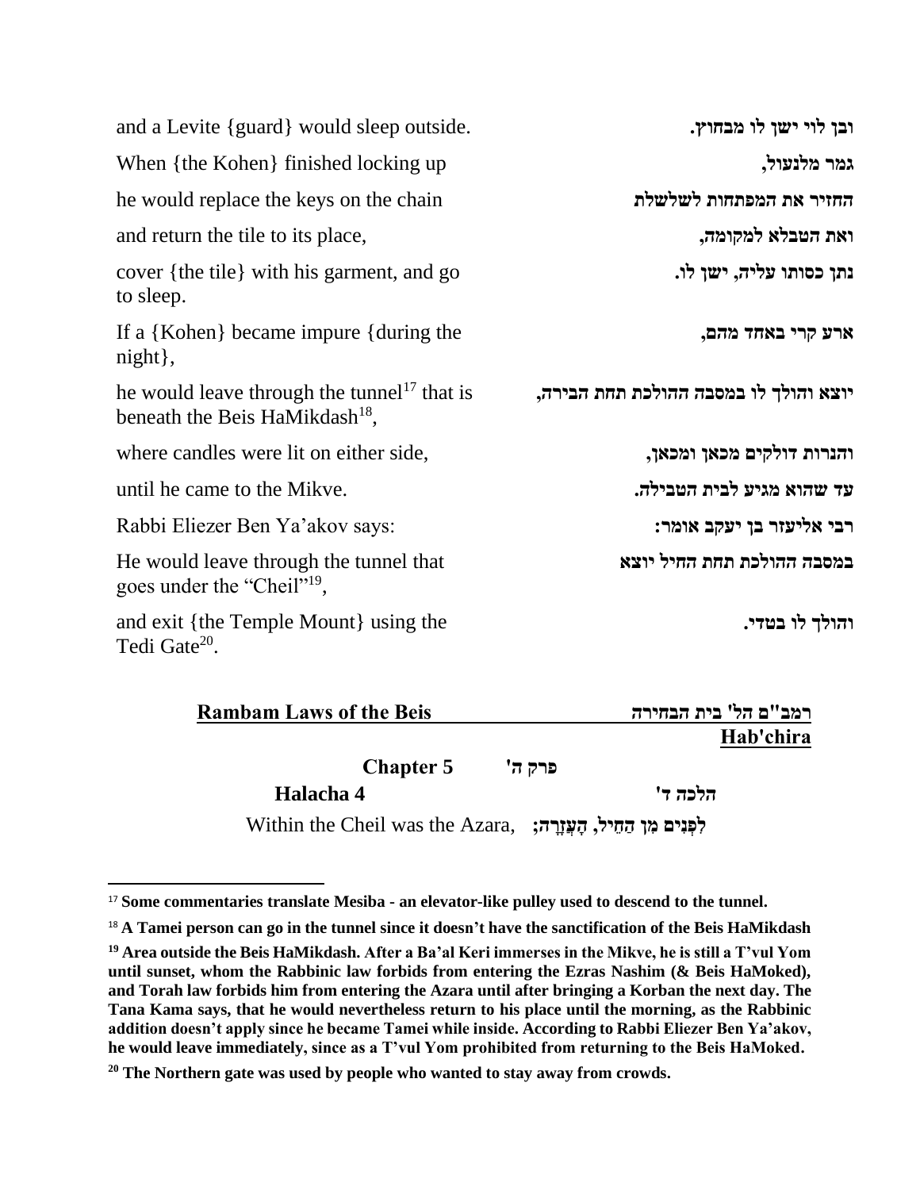| | |
|---|---|
| and a Levite {guard} would sleep outside. | ובן לוי ישן לו מבחוץ. |
| When {the Kohen} finished locking up | גמר מלנעול, |
| he would replace the keys on the chain | החזיר את המפתחות לשלשלת |
| and return the tile to its place, | ואת הטבלא למקומה, |
| cover {the tile} with his garment, and go to sleep. | נתן כסותו עליה, ישן לו. |
| If a {Kohen} became impure {during the night}, | ארע קרי באחד מהם, |
| he would leave through the tunnel[17] that is beneath the Beis HaMikdash[18], | יוצא והולך לו במסבה ההולכת תחת הבירה, |
| where candles were lit on either side, | והנרות דולקים מכאן ומכאן, |
| until he came to the Mikve. | עד שהוא מגיע לבית הטבילה. |
| Rabbi Eliezer Ben Ya'akov says: | רבי אליעזר בן יעקב אומר: |
| He would leave through the tunnel that goes under the "Cheil"[19], | במסבה ההולכת תחת החיל יוצא |
| and exit {the Temple Mount} using the Tedi Gate[20]. | והולך לו בטדי. |

**Rambam Laws of the Beis Hab'chira** — **רמב"ם הל' בית הבחירה**

**Chapter 5** — **פרק ה'**

**Halacha 4** — **הלכה ד'**

| | |
|---|---|
| Within the Cheil was the Azara, | לִפְנִים מִן הַחֵיל, הָעֲזָרָה; |

---

[17] **Some commentaries translate Mesiba - an elevator-like pulley used to descend to the tunnel.**

[18] **A Tamei person can go in the tunnel since it doesn't have the sanctification of the Beis HaMikdash**

[19] **Area outside the Beis HaMikdash. After a Ba'al Keri immerses in the Mikve, he is still a T'vul Yom until sunset, whom the Rabbinic law forbids from entering the Ezras Nashim (& Beis HaMoked), and Torah law forbids him from entering the Azara until after bringing a Korban the next day. The Tana Kama says, that he would nevertheless return to his place until the morning, as the Rabbinic addition doesn't apply since he became Tamei while inside. According to Rabbi Eliezer Ben Ya'akov, he would leave immediately, since as a T'vul Yom prohibited from returning to the Beis HaMoked.**

[20] **The Northern gate was used by people who wanted to stay away from crowds.**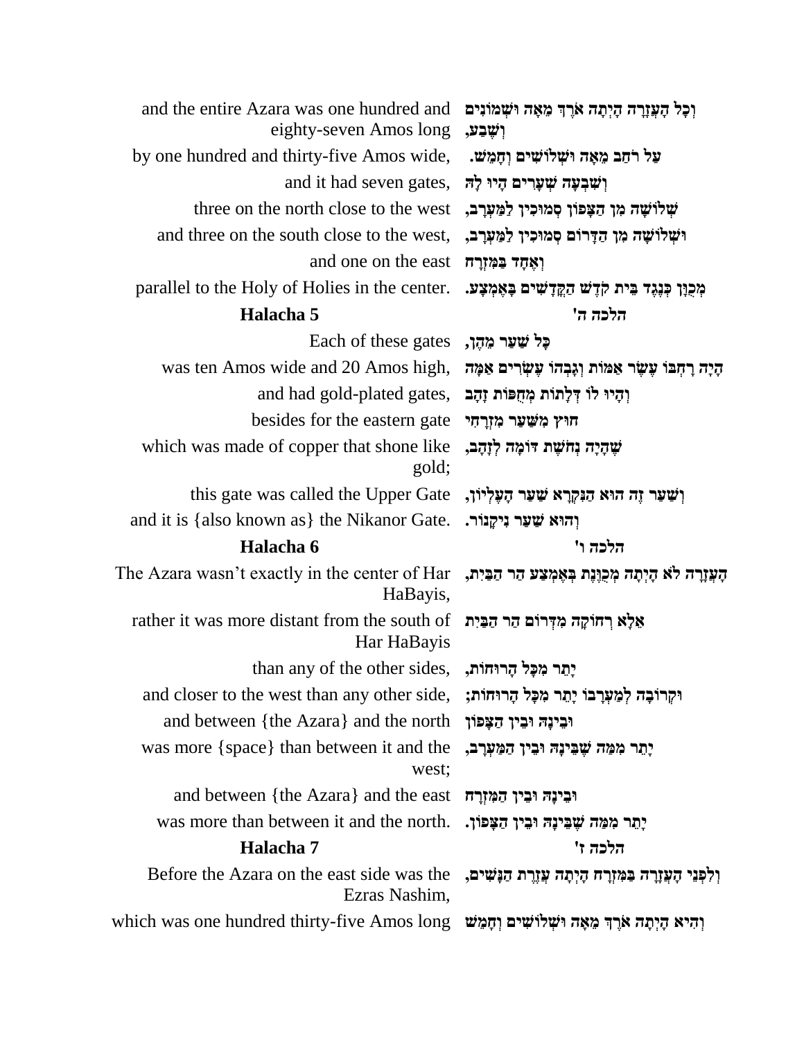| | |
|---|---|
| and the entire Azara was one hundred and eighty-seven Amos long | וְכָל הָעֲזָרָה הָיְתָה אֹרֶךְ מֵאָה וּשְׁמוֹנִים וְשֶׁבַע, |
| by one hundred and thirty-five Amos wide, | עַל רֹחַב מֵאָה וּשְׁלוֹשִׁים וְחָמֵשׁ. |
| and it had seven gates, | וְשִׁבְעָה שְׁעָרִים הָיוּ לָהּ |
| three on the north close to the west | שְׁלוֹשָׁה מִן הַצָּפוֹן סְמוּכִין לַמַּעֲרָב, |
| and three on the south close to the west, | וּשְׁלוֹשָׁה מִן הַדָּרוֹם סְמוּכִין לַמַּעֲרָב, |
| and one on the east | וְאֶחָד בַּמִּזְרָח |
| parallel to the Holy of Holies in the center. | מְכֻוָּן כְּנֶגֶד בֵּית קֹדֶשׁ הַקֳּדָשִׁים בְּאֶמְצַע. |

## Halacha 5 — הלכה ה'

| | |
|---|---|
| Each of these gates | כָּל שַׁעַר מֵהֶן, |
| was ten Amos wide and 20 Amos high, | הָיָה רָחְבּוֹ עֶשֶׂר אַמּוֹת וְגָבְהוֹ עֶשְׂרִים אַמָּה |
| and had gold-plated gates, | וְהָיוּ לוֹ דְּלָתוֹת מְחֻפּוֹת זָהָב |
| besides for the eastern gate | חוּץ מִשַּׁעַר מִזְרָחִי |
| which was made of copper that shone like gold; | שֶׁהָיָה נְחֹשֶׁת דּוֹמָה לְזָהָב, |
| this gate was called the Upper Gate | וְשַׁעַר זֶה הוּא הַנִּקְרָא שַׁעַר הָעֶלְיוֹן, |
| and it is {also known as} the Nikanor Gate. | וְהוּא שַׁעַר נִיקָנוֹר. |

## Halacha 6 — הלכה ו'

| | |
|---|---|
| The Azara wasn't exactly in the center of Har HaBayis, | הָעֲזָרָה לֹא הָיְתָה מְכֻוֶּנֶת בְּאֶמְצַע הַר הַבַּיִת, |
| rather it was more distant from the south of Har HaBayis | אֶלָּא רְחוֹקָה מִדְּרוֹם הַר הַבַּיִת |
| than any of the other sides, | יָתֵר מִכָּל הָרוּחוֹת, |
| and closer to the west than any other side, | וּקְרוֹבָה לְמַעֲרָבוֹ יָתֵר מִכָּל הָרוּחוֹת; |
| and between {the Azara} and the north | וּבֵינָהּ וּבֵין הַצָּפוֹן |
| was more {space} than between it and the west; | יָתֵר מִמַּה שֶּׁבֵּינָהּ וּבֵין הַמַּעֲרָב, |
| and between {the Azara} and the east | וּבֵינָהּ וּבֵין הַמִּזְרָח |
| was more than between it and the north. | יָתֵר מִמַּה שֶּׁבֵּינָהּ וּבֵין הַצָּפוֹן. |

## Halacha 7 — הלכה ז'

| | |
|---|---|
| Before the Azara on the east side was the Ezras Nashim, | וְלִפְנֵי הָעֲזָרָה בַּמִּזְרָח הָיְתָה עֶזְרַת הַנָּשִׁים, |
| which was one hundred thirty-five Amos long | וְהִיא הָיְתָה אֹרֶךְ מֵאָה וּשְׁלוֹשִׁים וְחָמֵשׁ |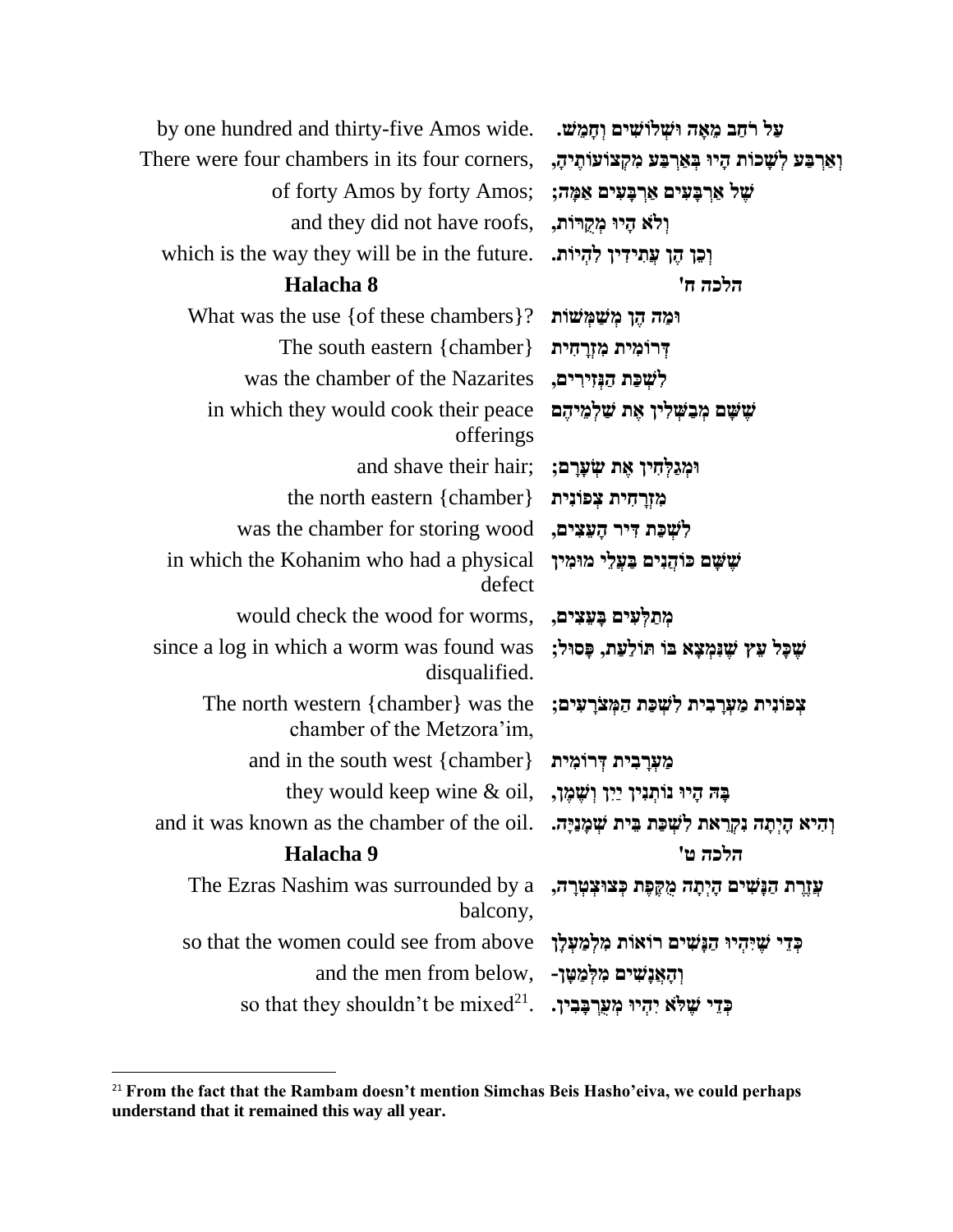| | |
|---|---|
| by one hundred and thirty-five Amos wide. | עַל רֹחַב מֵאָה וּשְׁלוֹשִׁים וְחָמֵשׁ. |
| There were four chambers in its four corners, | וְאַרְבַּע לְשָׁכוֹת הָיוּ בְּאַרְבַּע מִקְצוֹעוֹתֶיהָ, |
| of forty Amos by forty Amos; | שֶׁל אַרְבָּעִים אַרְבָּעִים אַמָּה; |
| and they did not have roofs, | וְלֹא הָיוּ מְקֹרוֹת, |
| which is the way they will be in the future. | וְכֵן הֵן עֲתִידִין לִהְיוֹת. |
| **Halacha 8** | **הלכה ח'** |
| What was the use {of these chambers}? | וּמַה הֵן מְשַׁמְּשׁוֹת |
| The south eastern {chamber} | דְּרוֹמִית מִזְרָחִית |
| was the chamber of the Nazarites | לִשְׁכַּת הַנְּזִירִים, |
| in which they would cook their peace offerings | שֶׁשָּׁם מְבַשְּׁלִין אֶת שַׁלְמֵיהֶם |
| and shave their hair; | וּמְגַלְּחִין אֶת שְׂעָרָם; |
| the north eastern {chamber} | מִזְרָחִית צְפוֹנִית |
| was the chamber for storing wood | לִשְׁכַּת דִּיר הָעֵצִים, |
| in which the Kohanim who had a physical defect | שֶׁשָּׁם כּוֹהֲנִים בַּעֲלֵי מוּמִין |
| would check the wood for worms, | מְתַלְּעִים בָּעֵצִים, |
| since a log in which a worm was found was disqualified. | שֶׁכָּל עֵץ שֶׁנִּמְצָא בּוֹ תּוֹלַעַת, פָּסוּל; |
| The north western {chamber} was the chamber of the Metzora'im, | צְפוֹנִית מַעֲרָבִית לִשְׁכַּת הַמְּצֹרָעִים; |
| and in the south west {chamber} | מַעֲרָבִית דְּרוֹמִית |
| they would keep wine & oil, | בָּהּ הָיוּ נוֹתְנִין יַיִן וְשֶׁמֶן, |
| and it was known as the chamber of the oil. | וְהִיא הָיְתָה נִקְרֵאת לִשְׁכַּת בֵּית שְׁמָנַיָּה. |
| **Halacha 9** | **הלכה ט'** |
| The Ezras Nashim was surrounded by a balcony, | עֶזְרַת הַנָּשִׁים הָיְתָה מֻקֶּפֶת כְּצוּצְטְרָה, |
| so that the women could see from above | כְּדֵי שֶׁיִּהְיוּ הַנָּשִׁים רוֹאוֹת מִלְּמַעְלָן |
| and the men from below, | וְהָאֲנָשִׁים מִלְּמַטָּן- |
| so that they shouldn't be mixed[21]. | כְּדֵי שֶׁלֹּא יִהְיוּ מְעֻרְבָּבִין. |

[21] **From the fact that the Rambam doesn't mention Simchas Beis Hasho'eiva, we could perhaps understand that it remained this way all year.**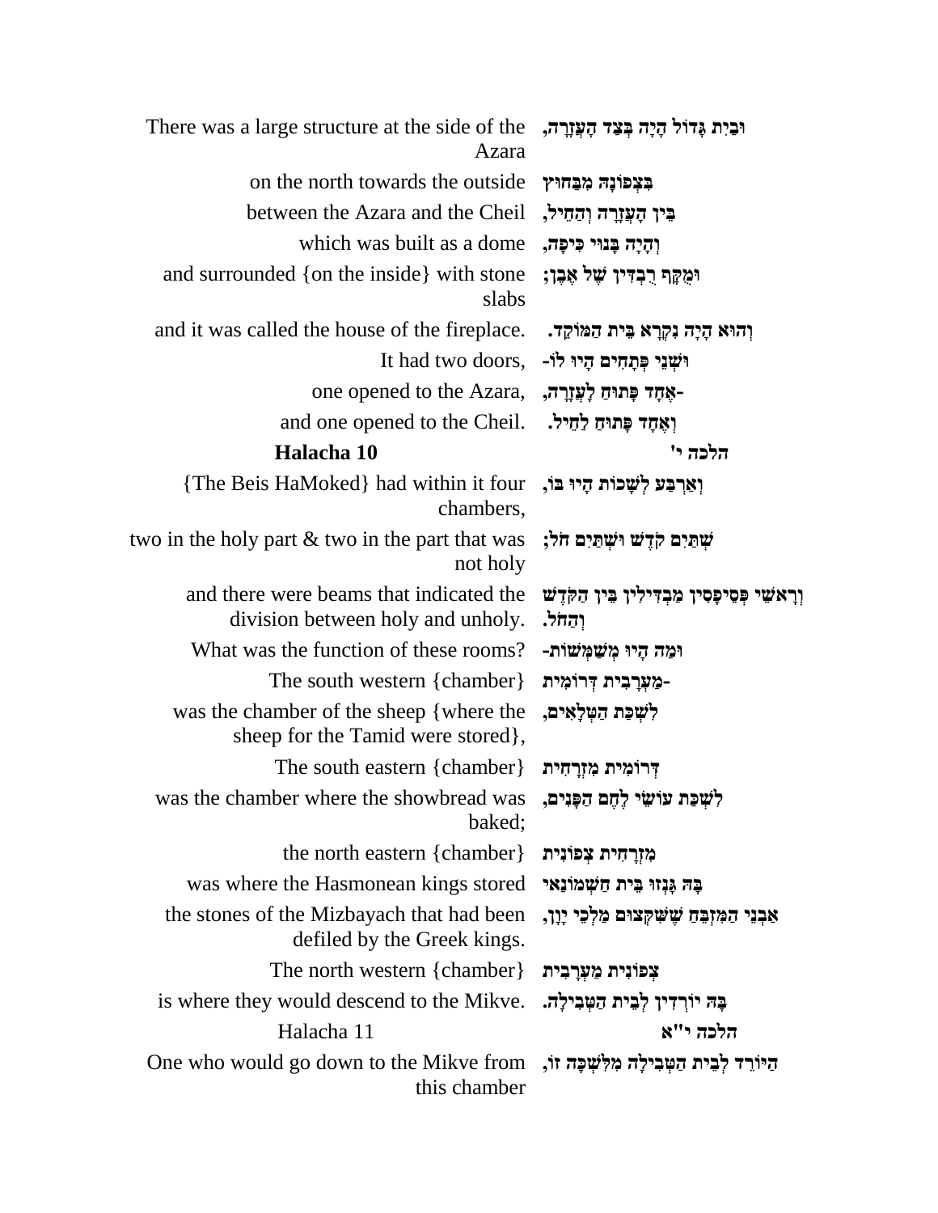| | |
|---|---|
| There was a large structure at the side of the Azara | וּבַיִת גָּדוֹל הָיָה בְּצַד הָעֲזָרָה, |
| on the north towards the outside | בִּצְפוֹנָהּ מִבַּחוּץ |
| between the Azara and the Cheil | בֵּין הָעֲזָרָה וְהַחֵיל, |
| which was built as a dome | וְהָיָה בָּנוּי כִּיפָּה, |
| and surrounded {on the inside} with stone slabs | וּמֻקָּף רֻבְדִּין שֶׁל אֶבֶן; |
| and it was called the house of the fireplace. | וְהוּא הָיָה נִקְרָא בֵּית הַמּוֹקֵד. |
| It had two doors, | וּשְׁנֵי פְּתָחִים הָיוּ לוֹ- |
| one opened to the Azara, | -אֶחָד פָּתוּחַ לָעֲזָרָה, |
| and one opened to the Cheil. | וְאֶחָד פָּתוּחַ לַחֵיל. |
| **Halacha 10** | **הלכה י'** |
| {The Beis HaMoked} had within it four chambers, | וְאַרְבַּע לְשָׁכוֹת הָיוּ בּוֹ, |
| two in the holy part & two in the part that was not holy | שְׁתַּיִם קֹדֶשׁ וּשְׁתַּיִם חֹל; |
| and there were beams that indicated the division between holy and unholy. | וְרָאשֵׁי פְּסִיפָסִין מַבְדִּילִין בֵּין הַקֹּדֶשׁ וְהַחֹל. |
| What was the function of these rooms? | וּמָה הָיוּ מְשַׁמְּשׁוֹת- |
| The south western {chamber} | -מַעֲרָבִית דְּרוֹמִית |
| was the chamber of the sheep {where the sheep for the Tamid were stored}, | לִשְׁכַּת הַטְּלָאִים, |
| The south eastern {chamber} | דְּרוֹמִית מִזְרָחִית |
| was the chamber where the showbread was baked; | לִשְׁכַּת עוֹשֵׂי לֶחֶם הַפָּנִים, |
| the north eastern {chamber} | מִזְרָחִית צְפוֹנִית |
| was where the Hasmonean kings stored | בָּהּ גָּנְזוּ בֵּית חַשְׁמוֹנַאי |
| the stones of the Mizbayach that had been defiled by the Greek kings. | אַבְנֵי הַמִּזְבֵּחַ שֶׁשִּׁקְּצוּם מַלְכֵי יָוָן, |
| The north western {chamber} | צְפוֹנִית מַעֲרָבִית |
| is where they would descend to the Mikve. | בָּהּ יוֹרְדִין לְבֵית הַטְּבִילָה. |
| Halacha 11 | **הלכה י"א** |
| One who would go down to the Mikve from this chamber | הַיּוֹרֵד לְבֵית הַטְּבִילָה מִלִּשְׁכָּה זוֹ, |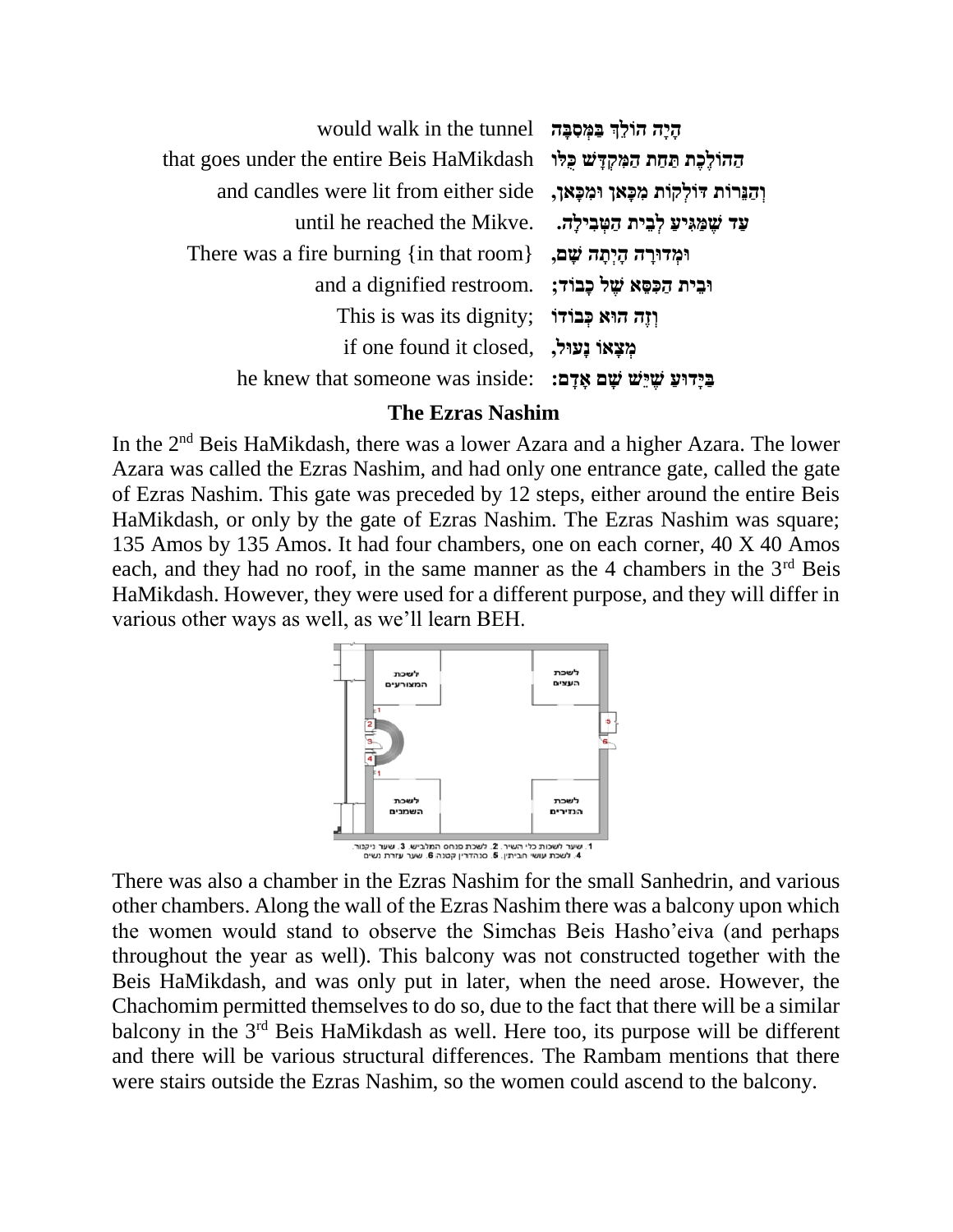| | |
|---|---|
| would walk in the tunnel | הָיָה הוֹלֵךְ בַּמְּסִבָּה |
| that goes under the entire Beis HaMikdash | הַהוֹלֶכֶת תַּחַת הַמִּקְדָּשׁ כֻּלּוֹ |
| and candles were lit from either side | וְהַנֵּרוֹת דּוֹלְקוֹת מִכָּאן וּמִכָּאן, |
| until he reached the Mikve. | עַד שֶׁמַּגִּיעַ לְבֵית הַטְּבִילָה. |
| There was a fire burning {in that room} | וּמְדוּרָה הָיְתָה שָׁם, |
| and a dignified restroom. | וּבֵית הַכִּסֵּא שֶׁל כָּבוֹד; |
| This is was its dignity; | וְזֶה הוּא כְּבוֹדוֹ |
| if one found it closed, | מְצָאוֹ נָעוּל, |
| he knew that someone was inside: | בַּיָּדוּעַ שֶׁיֵּשׁ שָׁם אָדָם: |

## The Ezras Nashim

In the 2nd Beis HaMikdash, there was a lower Azara and a higher Azara. The lower Azara was called the Ezras Nashim, and had only one entrance gate, called the gate of Ezras Nashim. This gate was preceded by 12 steps, either around the entire Beis HaMikdash, or only by the gate of Ezras Nashim. The Ezras Nashim was square; 135 Amos by 135 Amos. It had four chambers, one on each corner, 40 X 40 Amos each, and they had no roof, in the same manner as the 4 chambers in the 3rd Beis HaMikdash. However, they were used for a different purpose, and they will differ in various other ways as well, as we'll learn BEH.

1. שער לשכות כלי השיר. 2. לשכת פנחס המלביש 3. שער ניקנור. 4. לשכת עושי חביתין. 5. סנהדרין קטנה 6. שער עזרת נשים

There was also a chamber in the Ezras Nashim for the small Sanhedrin, and various other chambers. Along the wall of the Ezras Nashim there was a balcony upon which the women would stand to observe the Simchas Beis Hasho'eiva (and perhaps throughout the year as well). This balcony was not constructed together with the Beis HaMikdash, and was only put in later, when the need arose. However, the Chachomim permitted themselves to do so, due to the fact that there will be a similar balcony in the 3rd Beis HaMikdash as well. Here too, its purpose will be different and there will be various structural differences. The Rambam mentions that there were stairs outside the Ezras Nashim, so the women could ascend to the balcony.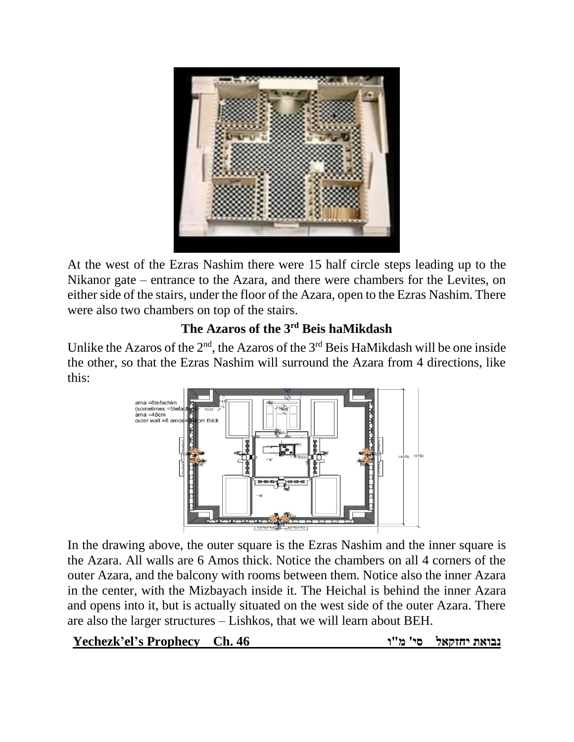At the west of the Ezras Nashim there were 15 half circle steps leading up to the Nikanor gate – entrance to the Azara, and there were chambers for the Levites, on either side of the stairs, under the floor of the Azara, open to the Ezras Nashim. There were also two chambers on top of the stairs.

### The Azaros of the 3rd Beis haMikdash

Unlike the Azaros of the 2nd, the Azaros of the 3rd Beis HaMikdash will be one inside the other, so that the Ezras Nashim will surround the Azara from 4 directions, like this:

In the drawing above, the outer square is the Ezras Nashim and the inner square is the Azara. All walls are 6 Amos thick. Notice the chambers on all 4 corners of the outer Azara, and the balcony with rooms between them. Notice also the inner Azara in the center, with the Mizbayach inside it. The Heichal is behind the inner Azara and opens into it, but is actually situated on the west side of the outer Azara. There are also the larger structures – Lishkos, that we will learn about BEH.

**Yechezk'el's Prophecy Ch. 46** **נבואת יחזקאל סי' מ"ו**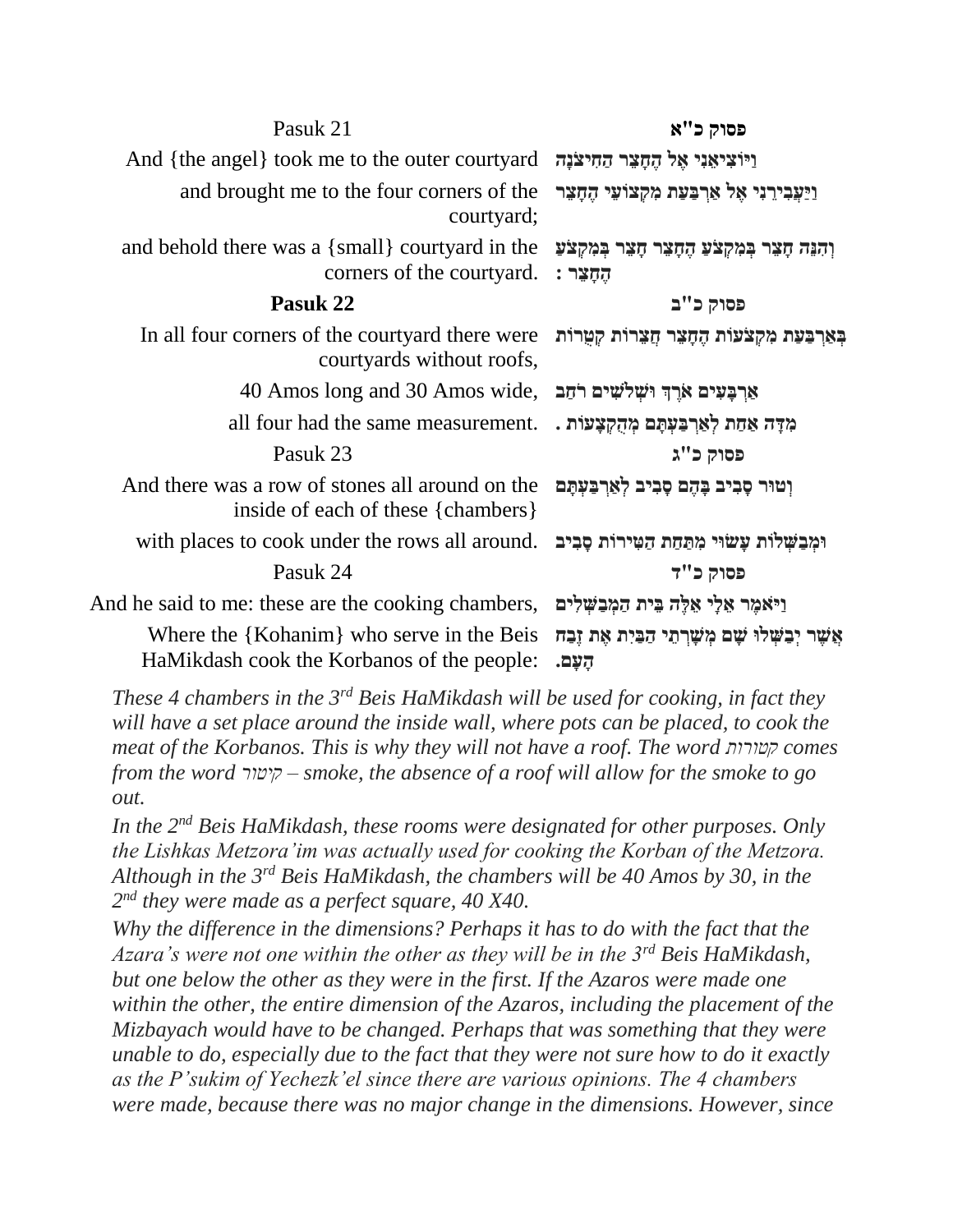| Pasuk 21 | פסוק כ"א |
|---|---|
| And {the angel} took me to the outer courtyard | וַיּוֹצִיאֵנִי אֶל הֶחָצֵר הַחִיצֹנָה |
| and brought me to the four corners of the courtyard; | וַיַּעֲבִירֵנִי אֶל אַרְבַּעַת מִקְצוֹעֵי הֶחָצֵר |
| and behold there was a {small} courtyard in the corners of the courtyard. | וְהִנֵּה חָצֵר בְּמִקְצֹעַ הֶחָצֵר חָצֵר בְּמִקְצֹעַ הֶחָצֵר : |
| **Pasuk 22** | **פסוק כ"ב** |
| In all four corners of the courtyard there were courtyards without roofs, | בְּאַרְבַּעַת מִקְצֹעוֹת הֶחָצֵר חֲצֵרוֹת קְטֻרוֹת |
| 40 Amos long and 30 Amos wide, | אַרְבָּעִים אֹרֶךְ וּשְׁלֹשִׁים רֹחַב |
| all four had the same measurement. | מִדָּה אַחַת לְאַרְבַּעְתָּם מְהֻקְצָעוֹת . |
| Pasuk 23 | פסוק כ"ג |
| And there was a row of stones all around on the inside of each of these {chambers} | וְטוּר סָבִיב בָּהֶם סָבִיב לְאַרְבַּעְתָּם |
| with places to cook under the rows all around. | וּמְבַשְּׁלוֹת עָשׂוּי מִתַּחַת הַטִּירוֹת סָבִיב |
| Pasuk 24 | פסוק כ"ד |
| And he said to me: these are the cooking chambers, | וַיֹּאמֶר אֵלָי אֵלֶּה בֵּית הַמְבַשְּׁלִים |
| Where the {Kohanim} who serve in the Beis HaMikdash cook the Korbanos of the people: | אֲשֶׁר יְבַשְּׁלוּ שָׁם מְשָׁרְתֵי הַבַּיִת אֶת זֶבַח הָעָם. |

*These 4 chambers in the 3rd Beis HaMikdash will be used for cooking, in fact they will have a set place around the inside wall, where pots can be placed, to cook the meat of the Korbanos. This is why they will not have a roof. The word קטורות comes from the word קיטור – smoke, the absence of a roof will allow for the smoke to go out.*

*In the 2nd Beis HaMikdash, these rooms were designated for other purposes. Only the Lishkas Metzora'im was actually used for cooking the Korban of the Metzora. Although in the 3rd Beis HaMikdash, the chambers will be 40 Amos by 30, in the 2nd they were made as a perfect square, 40 X40.*

*Why the difference in the dimensions? Perhaps it has to do with the fact that the Azara's were not one within the other as they will be in the 3rd Beis HaMikdash, but one below the other as they were in the first. If the Azaros were made one within the other, the entire dimension of the Azaros, including the placement of the Mizbayach would have to be changed. Perhaps that was something that they were unable to do, especially due to the fact that they were not sure how to do it exactly as the P'sukim of Yechezk'el since there are various opinions. The 4 chambers were made, because there was no major change in the dimensions. However, since*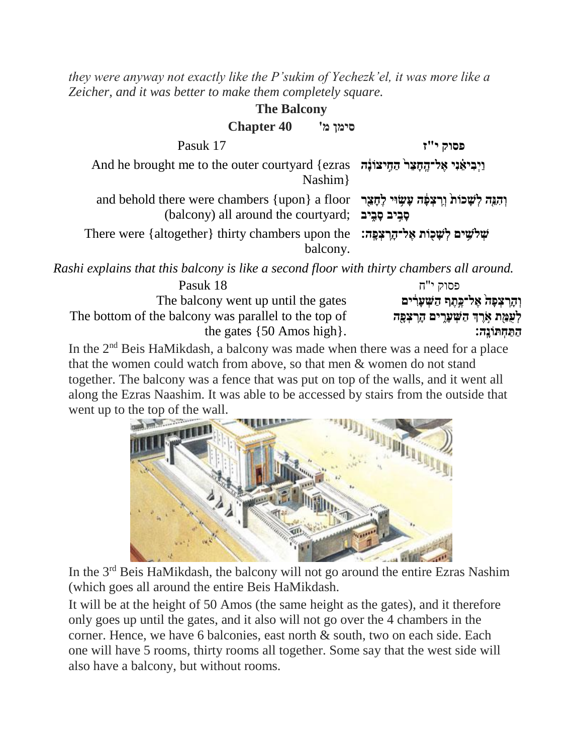*they were anyway not exactly like the P'sukim of Yechezk'el, it was more like a Zeicher, and it was better to make them completely square.*

## The Balcony

### Chapter 40 סימן מ'

| Pasuk 17 | פסוק י"ז |
|---|---|
| And he brought me to the outer courtyard {ezras Nashim} | וַיְבִיאֵנִי אֶל־הֶחָצֵר הַחִיצוֹנָה |
| and behold there were chambers {upon} a floor (balcony) all around the courtyard; | וְהִנֵּה לְשָׁכוֹת וְרִצְפָה עָשׂוּי לֶחָצֵר סָבִיב סָבִיב |
| There were {altogether} thirty chambers upon the balcony. | שְׁלֹשִׁים לְשָׁכוֹת אֶל־הָרִצְפָה׃ |

*Rashi explains that this balcony is like a second floor with thirty chambers all around.*

| Pasuk 18 | פסוק י"ח |
|---|---|
| The balcony went up until the gates | וְהָרִצְפָה אֶל־כֶּתֶף הַשְּׁעָרִים |
| The bottom of the balcony was parallel to the top of the gates {50 Amos high}. | לְעֻמַּת אֹרֶךְ הַשְּׁעָרִים הָרִצְפָה הַתַּחְתּוֹנָה׃ |

In the 2nd Beis HaMikdash, a balcony was made when there was a need for a place that the women could watch from above, so that men & women do not stand together. The balcony was a fence that was put on top of the walls, and it went all along the Ezras Naashim. It was able to be accessed by stairs from the outside that went up to the top of the wall.

In the 3rd Beis HaMikdash, the balcony will not go around the entire Ezras Nashim (which goes all around the entire Beis HaMikdash.

It will be at the height of 50 Amos (the same height as the gates), and it therefore only goes up until the gates, and it also will not go over the 4 chambers in the corner. Hence, we have 6 balconies, east north & south, two on each side. Each one will have 5 rooms, thirty rooms all together. Some say that the west side will also have a balcony, but without rooms.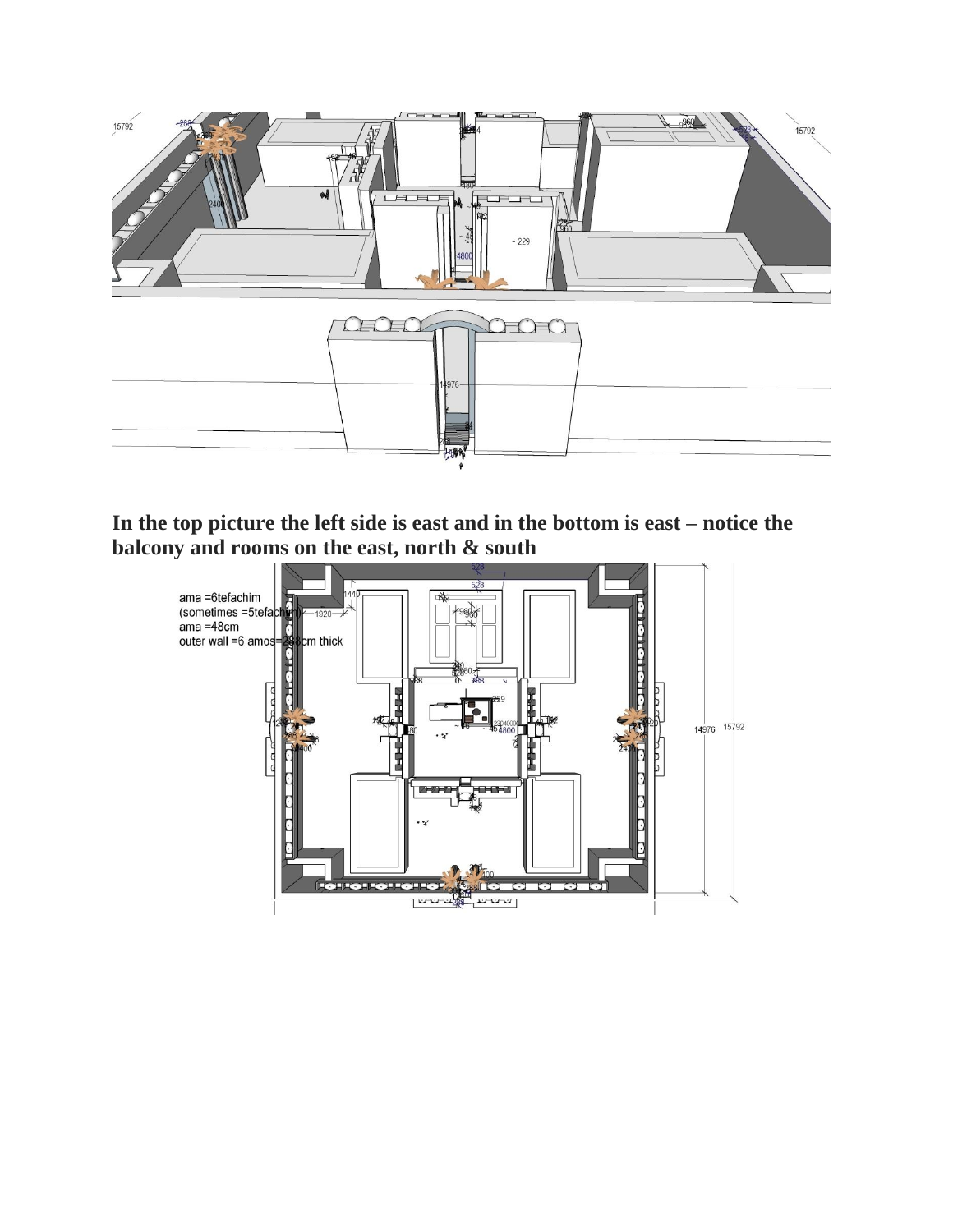**In the top picture the left side is east and in the bottom is east – notice the balcony and rooms on the east, north & south**

ama =6tefachim
(sometimes =5tefachim)
ama =48cm
outer wall =6 amos=288cm thick